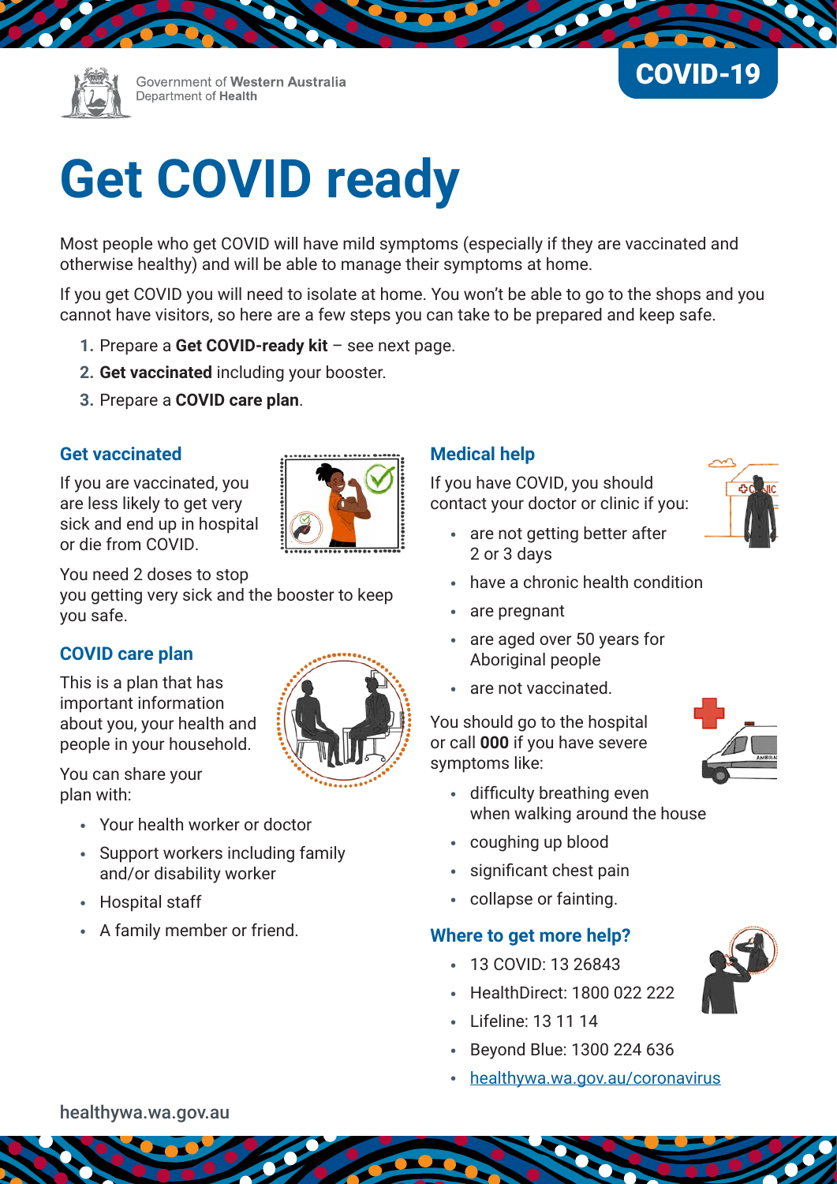Government of Western Australia
Department of Health

COVID-19

# Get COVID ready

Most people who get COVID will have mild symptoms (especially if they are vaccinated and otherwise healthy) and will be able to manage their symptoms at home.

If you get COVID you will need to isolate at home. You won't be able to go to the shops and you cannot have visitors, so here are a few steps you can take to be prepared and keep safe.

1. Prepare a **Get COVID-ready kit** – see next page.
2. **Get vaccinated** including your booster.
3. Prepare a **COVID care plan**.

## Get vaccinated

If you are vaccinated, you are less likely to get very sick and end up in hospital or die from COVID.

You need 2 doses to stop you getting very sick and the booster to keep you safe.

## COVID care plan

This is a plan that has important information about you, your health and people in your household.

You can share your plan with:

- Your health worker or doctor
- Support workers including family and/or disability worker
- Hospital staff
- A family member or friend.

## Medical help

If you have COVID, you should contact your doctor or clinic if you:

- are not getting better after 2 or 3 days
- have a chronic health condition
- are pregnant
- are aged over 50 years for Aboriginal people
- are not vaccinated.

You should go to the hospital or call **000** if you have severe symptoms like:

- difficulty breathing even when walking around the house
- coughing up blood
- significant chest pain
- collapse or fainting.

## Where to get more help?

- 13 COVID: 13 26843
- HealthDirect: 1800 022 222
- Lifeline: 13 11 14
- Beyond Blue: 1300 224 636
- healthywa.wa.gov.au/coronavirus

healthywa.wa.gov.au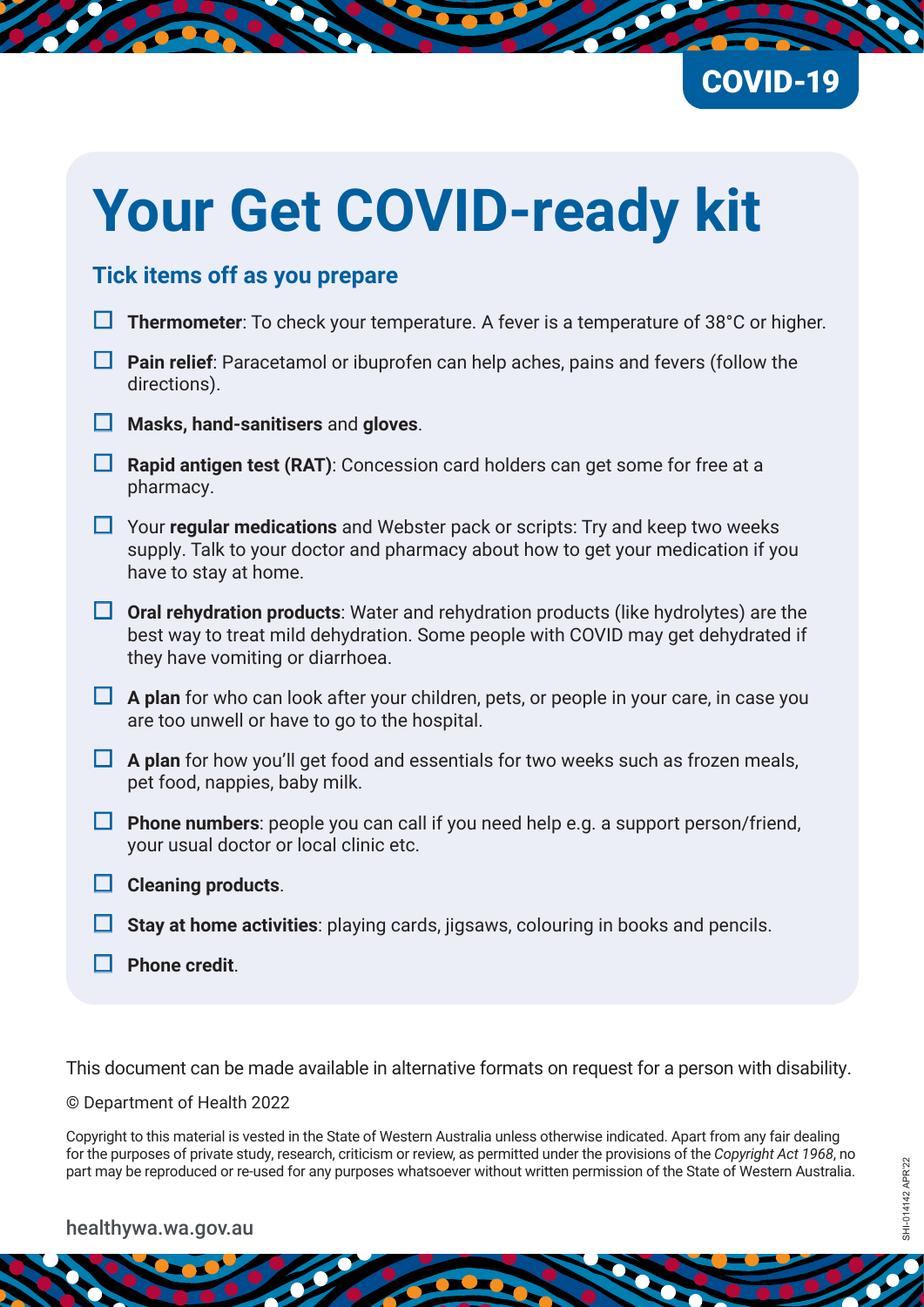COVID-19

# Your Get COVID-ready kit

### Tick items off as you prepare

- ☐ **Thermometer**: To check your temperature. A fever is a temperature of 38°C or higher.
- ☐ **Pain relief**: Paracetamol or ibuprofen can help aches, pains and fevers (follow the directions).
- ☐ **Masks, hand-sanitisers** and **gloves**.
- ☐ **Rapid antigen test (RAT)**: Concession card holders can get some for free at a pharmacy.
- ☐ Your **regular medications** and Webster pack or scripts: Try and keep two weeks supply. Talk to your doctor and pharmacy about how to get your medication if you have to stay at home.
- ☐ **Oral rehydration products**: Water and rehydration products (like hydrolytes) are the best way to treat mild dehydration. Some people with COVID may get dehydrated if they have vomiting or diarrhoea.
- ☐ **A plan** for who can look after your children, pets, or people in your care, in case you are too unwell or have to go to the hospital.
- ☐ **A plan** for how you'll get food and essentials for two weeks such as frozen meals, pet food, nappies, baby milk.
- ☐ **Phone numbers**: people you can call if you need help e.g. a support person/friend, your usual doctor or local clinic etc.
- ☐ **Cleaning products**.
- ☐ **Stay at home activities**: playing cards, jigsaws, colouring in books and pencils.
- ☐ **Phone credit**.

This document can be made available in alternative formats on request for a person with disability.

© Department of Health 2022

Copyright to this material is vested in the State of Western Australia unless otherwise indicated. Apart from any fair dealing for the purposes of private study, research, criticism or review, as permitted under the provisions of the *Copyright Act 1968*, no part may be reproduced or re-used for any purposes whatsoever without written permission of the State of Western Australia.

healthywa.wa.gov.au

SHI-014142 APR'22